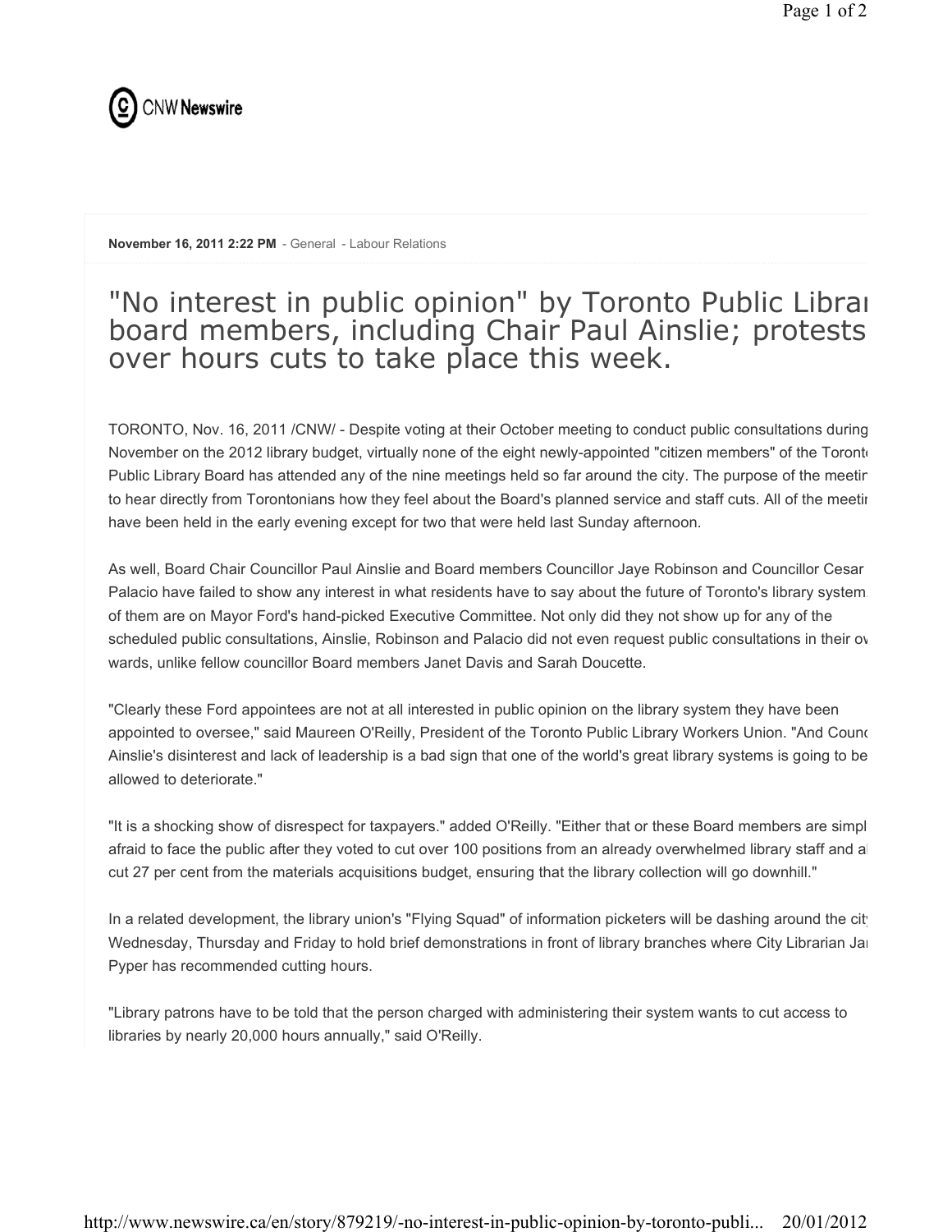CNW Newswire

**November 16, 2011 2:22 PM** - General - Labour Relations

# "No interest in public opinion" by Toronto Public Librar board members, including Chair Paul Ainslie; protests over hours cuts to take place this week.

TORONTO, Nov. 16, 2011 /CNW/ - Despite voting at their October meeting to conduct public consultations during November on the 2012 library budget, virtually none of the eight newly-appointed "citizen members" of the Toront Public Library Board has attended any of the nine meetings held so far around the city. The purpose of the meetir to hear directly from Torontonians how they feel about the Board's planned service and staff cuts. All of the meetir have been held in the early evening except for two that were held last Sunday afternoon.

As well, Board Chair Councillor Paul Ainslie and Board members Councillor Jaye Robinson and Councillor Cesar Palacio have failed to show any interest in what residents have to say about the future of Toronto's library system of them are on Mayor Ford's hand-picked Executive Committee. Not only did they not show up for any of the scheduled public consultations, Ainslie, Robinson and Palacio did not even request public consultations in their ov wards, unlike fellow councillor Board members Janet Davis and Sarah Doucette.

"Clearly these Ford appointees are not at all interested in public opinion on the library system they have been appointed to oversee," said Maureen O'Reilly, President of the Toronto Public Library Workers Union. "And Counc Ainslie's disinterest and lack of leadership is a bad sign that one of the world's great library systems is going to be allowed to deteriorate."

"It is a shocking show of disrespect for taxpayers." added O'Reilly. "Either that or these Board members are simpl afraid to face the public after they voted to cut over 100 positions from an already overwhelmed library staff and a cut 27 per cent from the materials acquisitions budget, ensuring that the library collection will go downhill."

In a related development, the library union's "Flying Squad" of information picketers will be dashing around the city Wednesday, Thursday and Friday to hold brief demonstrations in front of library branches where City Librarian Ja Pyper has recommended cutting hours.

"Library patrons have to be told that the person charged with administering their system wants to cut access to libraries by nearly 20,000 hours annually," said O'Reilly.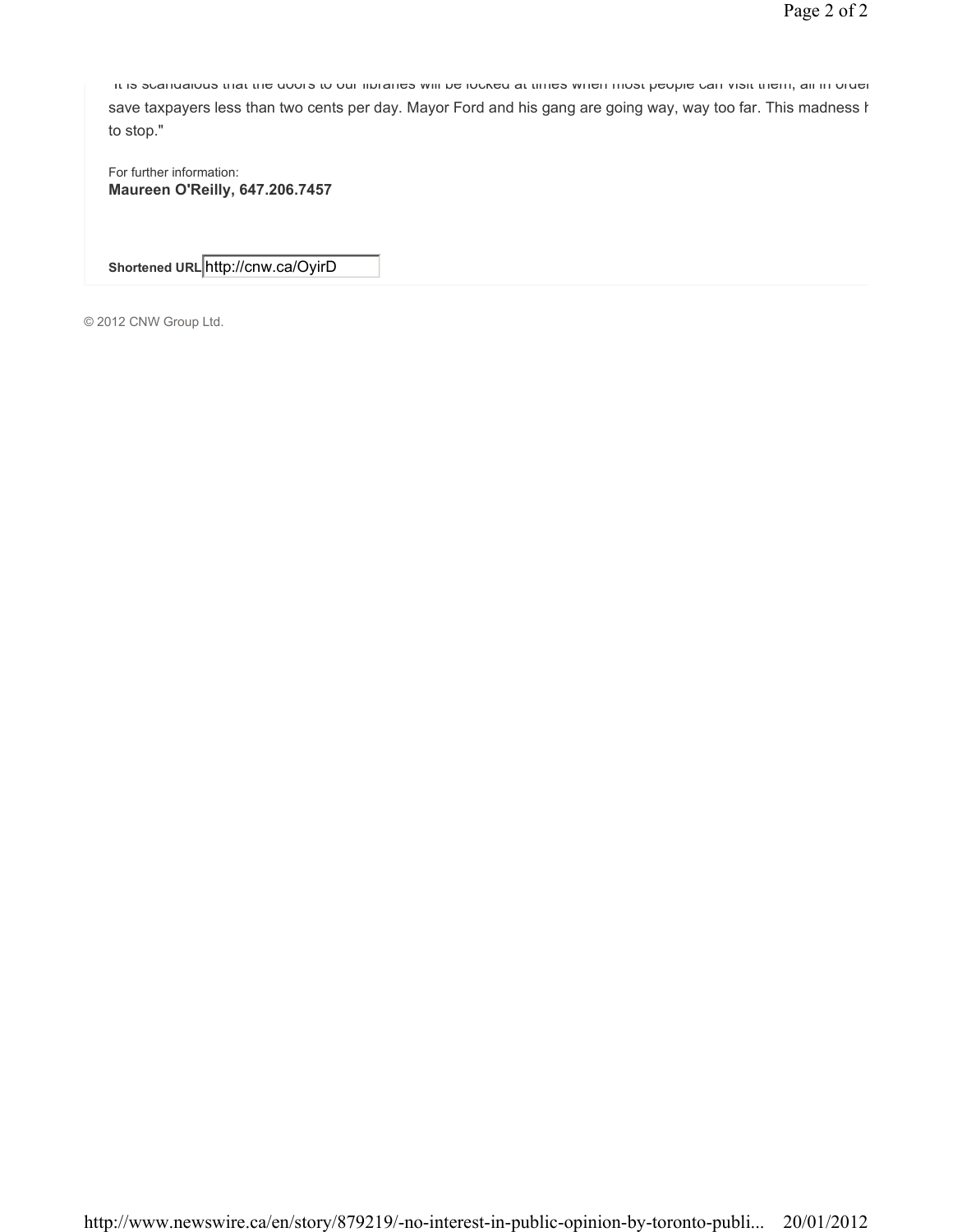"It is scandalous that the doors to our libraries will be locked at times when most people can visit them, all in order save taxpayers less than two cents per day. Mayor Ford and his gang are going way, way too far. This madness h to stop."

For further information:
**Maureen O'Reilly, 647.206.7457**

**Shortened URL** http://cnw.ca/OyirD

© 2012 CNW Group Ltd.